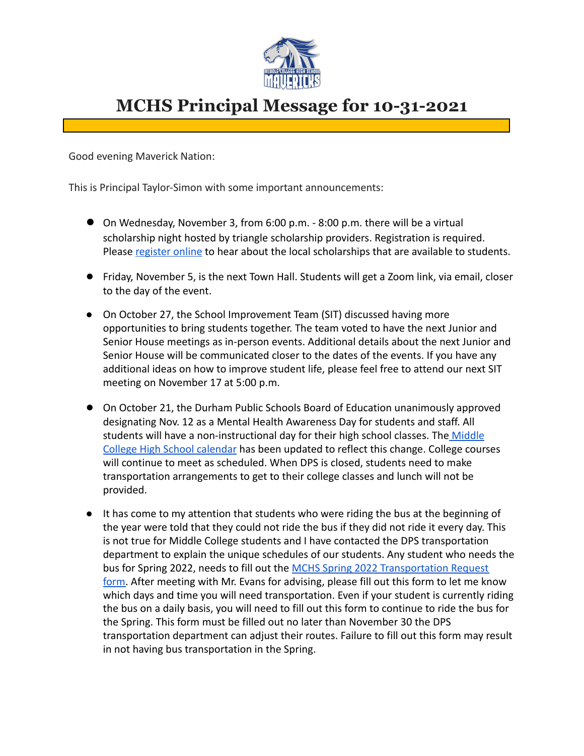# MCHS Principal Message for 10-31-2021

Good evening Maverick Nation:

This is Principal Taylor-Simon with some important announcements:

- On Wednesday, November 3, from 6:00 p.m. - 8:00 p.m. there will be a virtual scholarship night hosted by triangle scholarship providers. Registration is required. Please register online to hear about the local scholarships that are available to students.

- Friday, November 5, is the next Town Hall. Students will get a Zoom link, via email, closer to the day of the event.

- On October 27, the School Improvement Team (SIT) discussed having more opportunities to bring students together. The team voted to have the next Junior and Senior House meetings as in-person events. Additional details about the next Junior and Senior House will be communicated closer to the dates of the events. If you have any additional ideas on how to improve student life, please feel free to attend our next SIT meeting on November 17 at 5:00 p.m.

- On October 21, the Durham Public Schools Board of Education unanimously approved designating Nov. 12 as a Mental Health Awareness Day for students and staff. All students will have a non-instructional day for their high school classes. The Middle College High School calendar has been updated to reflect this change. College courses will continue to meet as scheduled. When DPS is closed, students need to make transportation arrangements to get to their college classes and lunch will not be provided.

- It has come to my attention that students who were riding the bus at the beginning of the year were told that they could not ride the bus if they did not ride it every day. This is not true for Middle College students and I have contacted the DPS transportation department to explain the unique schedules of our students. Any student who needs the bus for Spring 2022, needs to fill out the MCHS Spring 2022 Transportation Request form. After meeting with Mr. Evans for advising, please fill out this form to let me know which days and time you will need transportation. Even if your student is currently riding the bus on a daily basis, you will need to fill out this form to continue to ride the bus for the Spring. This form must be filled out no later than November 30 the DPS transportation department can adjust their routes. Failure to fill out this form may result in not having bus transportation in the Spring.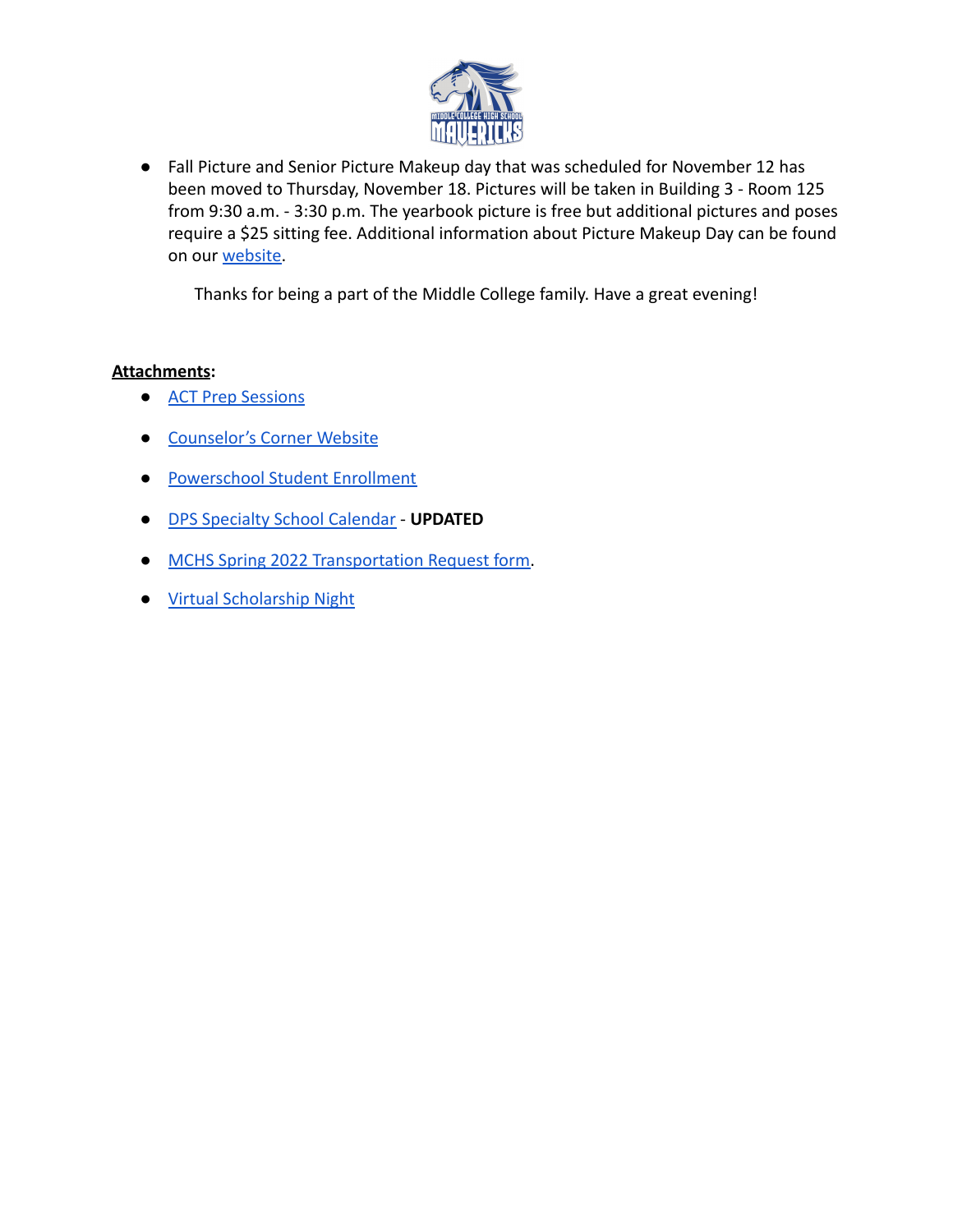- Fall Picture and Senior Picture Makeup day that was scheduled for November 12 has been moved to Thursday, November 18. Pictures will be taken in Building 3 - Room 125 from 9:30 a.m. - 3:30 p.m. The yearbook picture is free but additional pictures and poses require a $25 sitting fee. Additional information about Picture Makeup Day can be found on our website.

Thanks for being a part of the Middle College family. Have a great evening!

**Attachments:**

- ACT Prep Sessions
- Counselor's Corner Website
- Powerschool Student Enrollment
- DPS Specialty School Calendar - **UPDATED**
- MCHS Spring 2022 Transportation Request form.
- Virtual Scholarship Night